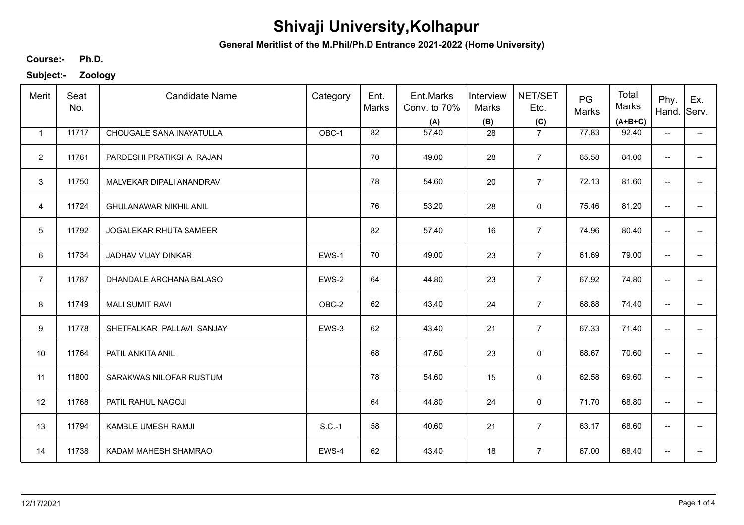# Shivaji University,Kolhapur

**General Meritlist of the M.Phil/Ph.D Entrance 2021-2022 (Home University)**

**Course:-** **Ph.D.**

**Subject:-** **Zoology**

| Merit | Seat No. | Candidate Name | Category | Ent. Marks | Ent.Marks Conv. to 70% (A) | Interview Marks (B) | NET/SET Etc. (C) | PG Marks | Total Marks (A+B+C) | Phy. Hand. | Ex. Serv. |
|---|---|---|---|---|---|---|---|---|---|---|---|
| 1 | 11717 | CHOUGALE SANA INAYATULLA | OBC-1 | 82 | 57.40 | 28 | 7 | 77.83 | 92.40 | -- | -- |
| 2 | 11761 | PARDESHI PRATIKSHA RAJAN | | 70 | 49.00 | 28 | 7 | 65.58 | 84.00 | -- | -- |
| 3 | 11750 | MALVEKAR DIPALI ANANDRAV | | 78 | 54.60 | 20 | 7 | 72.13 | 81.60 | -- | -- |
| 4 | 11724 | GHULANAWAR NIKHIL ANIL | | 76 | 53.20 | 28 | 0 | 75.46 | 81.20 | -- | -- |
| 5 | 11792 | JOGALEKAR RHUTA SAMEER | | 82 | 57.40 | 16 | 7 | 74.96 | 80.40 | -- | -- |
| 6 | 11734 | JADHAV VIJAY DINKAR | EWS-1 | 70 | 49.00 | 23 | 7 | 61.69 | 79.00 | -- | -- |
| 7 | 11787 | DHANDALE ARCHANA BALASO | EWS-2 | 64 | 44.80 | 23 | 7 | 67.92 | 74.80 | -- | -- |
| 8 | 11749 | MALI SUMIT RAVI | OBC-2 | 62 | 43.40 | 24 | 7 | 68.88 | 74.40 | -- | -- |
| 9 | 11778 | SHETFALKAR PALLAVI SANJAY | EWS-3 | 62 | 43.40 | 21 | 7 | 67.33 | 71.40 | -- | -- |
| 10 | 11764 | PATIL ANKITA ANIL | | 68 | 47.60 | 23 | 0 | 68.67 | 70.60 | -- | -- |
| 11 | 11800 | SARAKWAS NILOFAR RUSTUM | | 78 | 54.60 | 15 | 0 | 62.58 | 69.60 | -- | -- |
| 12 | 11768 | PATIL RAHUL NAGOJI | | 64 | 44.80 | 24 | 0 | 71.70 | 68.80 | -- | -- |
| 13 | 11794 | KAMBLE UMESH RAMJI | S.C.-1 | 58 | 40.60 | 21 | 7 | 63.17 | 68.60 | -- | -- |
| 14 | 11738 | KADAM MAHESH SHAMRAO | EWS-4 | 62 | 43.40 | 18 | 7 | 67.00 | 68.40 | -- | -- |

12/17/2021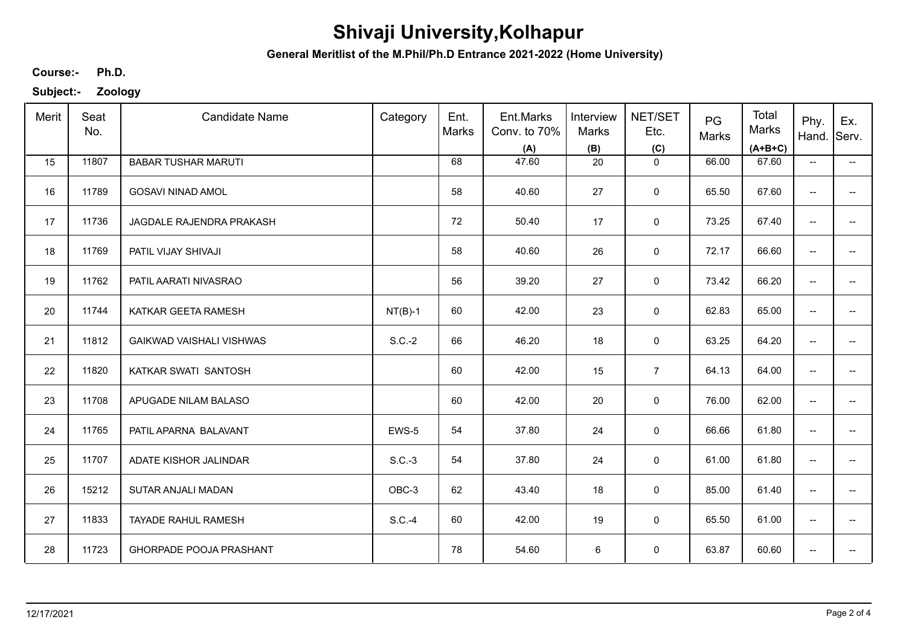# Shivaji University,Kolhapur

**General Meritlist of the M.Phil/Ph.D Entrance 2021-2022 (Home University)**

**Course:-** **Ph.D.**

**Subject:-** **Zoology**

| Merit | Seat No. | Candidate Name | Category | Ent. Marks | Ent.Marks Conv. to 70% (A) | Interview Marks (B) | NET/SET Etc. (C) | PG Marks | Total Marks (A+B+C) | Phy. Hand. | Ex. Serv. |
|---|---|---|---|---|---|---|---|---|---|---|---|
| 15 | 11807 | BABAR TUSHAR MARUTI | | 68 | 47.60 | 20 | 0 | 66.00 | 67.60 | -- | -- |
| 16 | 11789 | GOSAVI NINAD AMOL | | 58 | 40.60 | 27 | 0 | 65.50 | 67.60 | -- | -- |
| 17 | 11736 | JAGDALE RAJENDRA PRAKASH | | 72 | 50.40 | 17 | 0 | 73.25 | 67.40 | -- | -- |
| 18 | 11769 | PATIL VIJAY SHIVAJI | | 58 | 40.60 | 26 | 0 | 72.17 | 66.60 | -- | -- |
| 19 | 11762 | PATIL AARATI NIVASRAO | | 56 | 39.20 | 27 | 0 | 73.42 | 66.20 | -- | -- |
| 20 | 11744 | KATKAR GEETA RAMESH | NT(B)-1 | 60 | 42.00 | 23 | 0 | 62.83 | 65.00 | -- | -- |
| 21 | 11812 | GAIKWAD VAISHALI VISHWAS | S.C.-2 | 66 | 46.20 | 18 | 0 | 63.25 | 64.20 | -- | -- |
| 22 | 11820 | KATKAR SWATI SANTOSH | | 60 | 42.00 | 15 | 7 | 64.13 | 64.00 | -- | -- |
| 23 | 11708 | APUGADE NILAM BALASO | | 60 | 42.00 | 20 | 0 | 76.00 | 62.00 | -- | -- |
| 24 | 11765 | PATIL APARNA BALAVANT | EWS-5 | 54 | 37.80 | 24 | 0 | 66.66 | 61.80 | -- | -- |
| 25 | 11707 | ADATE KISHOR JALINDAR | S.C.-3 | 54 | 37.80 | 24 | 0 | 61.00 | 61.80 | -- | -- |
| 26 | 15212 | SUTAR ANJALI MADAN | OBC-3 | 62 | 43.40 | 18 | 0 | 85.00 | 61.40 | -- | -- |
| 27 | 11833 | TAYADE RAHUL RAMESH | S.C.-4 | 60 | 42.00 | 19 | 0 | 65.50 | 61.00 | -- | -- |
| 28 | 11723 | GHORPADE POOJA PRASHANT | | 78 | 54.60 | 6 | 0 | 63.87 | 60.60 | -- | -- |

12/17/2021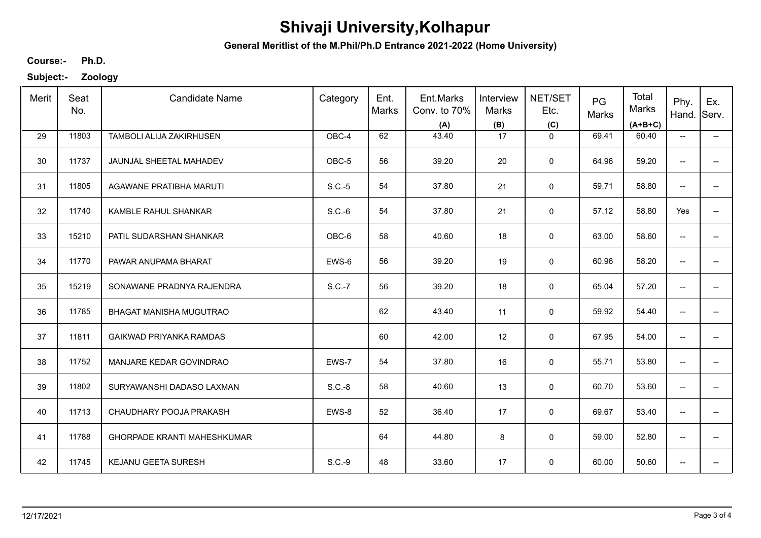# Shivaji University,Kolhapur

**General Meritlist of the M.Phil/Ph.D Entrance 2021-2022 (Home University)**

**Course:-** **Ph.D.**

**Subject:-** **Zoology**

| Merit | Seat No. | Candidate Name | Category | Ent. Marks | Ent.Marks Conv. to 70% (A) | Interview Marks (B) | NET/SET Etc. (C) | PG Marks | Total Marks (A+B+C) | Phy. Hand. | Ex. Serv. |
|---|---|---|---|---|---|---|---|---|---|---|---|
| 29 | 11803 | TAMBOLI ALIJA ZAKIRHUSEN | OBC-4 | 62 | 43.40 | 17 | 0 | 69.41 | 60.40 | -- | -- |
| 30 | 11737 | JAUNJAL SHEETAL MAHADEV | OBC-5 | 56 | 39.20 | 20 | 0 | 64.96 | 59.20 | -- | -- |
| 31 | 11805 | AGAWANE PRATIBHA MARUTI | S.C.-5 | 54 | 37.80 | 21 | 0 | 59.71 | 58.80 | -- | -- |
| 32 | 11740 | KAMBLE RAHUL SHANKAR | S.C.-6 | 54 | 37.80 | 21 | 0 | 57.12 | 58.80 | Yes | -- |
| 33 | 15210 | PATIL SUDARSHAN SHANKAR | OBC-6 | 58 | 40.60 | 18 | 0 | 63.00 | 58.60 | -- | -- |
| 34 | 11770 | PAWAR ANUPAMA BHARAT | EWS-6 | 56 | 39.20 | 19 | 0 | 60.96 | 58.20 | -- | -- |
| 35 | 15219 | SONAWANE PRADNYA RAJENDRA | S.C.-7 | 56 | 39.20 | 18 | 0 | 65.04 | 57.20 | -- | -- |
| 36 | 11785 | BHAGAT MANISHA MUGUTRAO | | 62 | 43.40 | 11 | 0 | 59.92 | 54.40 | -- | -- |
| 37 | 11811 | GAIKWAD PRIYANKA RAMDAS | | 60 | 42.00 | 12 | 0 | 67.95 | 54.00 | -- | -- |
| 38 | 11752 | MANJARE KEDAR GOVINDRAO | EWS-7 | 54 | 37.80 | 16 | 0 | 55.71 | 53.80 | -- | -- |
| 39 | 11802 | SURYAWANSHI DADASO LAXMAN | S.C.-8 | 58 | 40.60 | 13 | 0 | 60.70 | 53.60 | -- | -- |
| 40 | 11713 | CHAUDHARY POOJA PRAKASH | EWS-8 | 52 | 36.40 | 17 | 0 | 69.67 | 53.40 | -- | -- |
| 41 | 11788 | GHORPADE KRANTI MAHESHKUMAR | | 64 | 44.80 | 8 | 0 | 59.00 | 52.80 | -- | -- |
| 42 | 11745 | KEJANU GEETA SURESH | S.C.-9 | 48 | 33.60 | 17 | 0 | 60.00 | 50.60 | -- | -- |

12/17/2021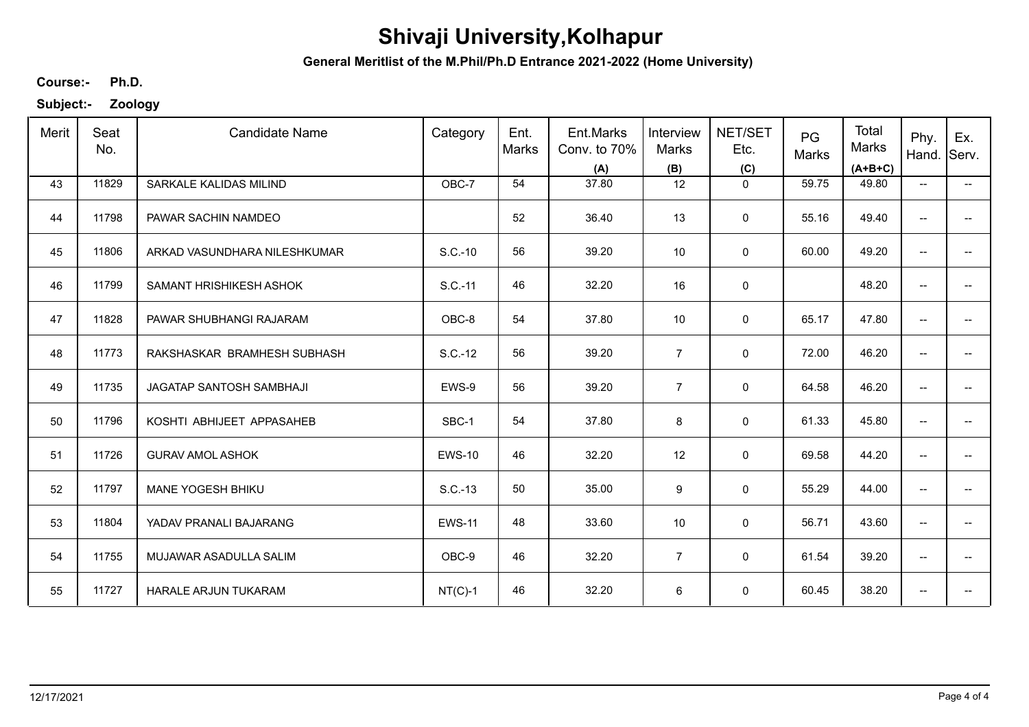# Shivaji University,Kolhapur

**General Meritlist of the M.Phil/Ph.D Entrance 2021-2022 (Home University)**

**Course:-** **Ph.D.**

**Subject:-** **Zoology**

| Merit | Seat No. | Candidate Name | Category | Ent. Marks | Ent.Marks Conv. to 70% (A) | Interview Marks (B) | NET/SET Etc. (C) | PG Marks | Total Marks (A+B+C) | Phy. Hand. | Ex. Serv. |
|---|---|---|---|---|---|---|---|---|---|---|---|
| 43 | 11829 | SARKALE KALIDAS MILIND | OBC-7 | 54 | 37.80 | 12 | 0 | 59.75 | 49.80 | -- | -- |
| 44 | 11798 | PAWAR SACHIN NAMDEO | | 52 | 36.40 | 13 | 0 | 55.16 | 49.40 | -- | -- |
| 45 | 11806 | ARKAD VASUNDHARA NILESHKUMAR | S.C.-10 | 56 | 39.20 | 10 | 0 | 60.00 | 49.20 | -- | -- |
| 46 | 11799 | SAMANT HRISHIKESH ASHOK | S.C.-11 | 46 | 32.20 | 16 | 0 | | 48.20 | -- | -- |
| 47 | 11828 | PAWAR SHUBHANGI RAJARAM | OBC-8 | 54 | 37.80 | 10 | 0 | 65.17 | 47.80 | -- | -- |
| 48 | 11773 | RAKSHASKAR BRAMHESH SUBHASH | S.C.-12 | 56 | 39.20 | 7 | 0 | 72.00 | 46.20 | -- | -- |
| 49 | 11735 | JAGATAP SANTOSH SAMBHAJI | EWS-9 | 56 | 39.20 | 7 | 0 | 64.58 | 46.20 | -- | -- |
| 50 | 11796 | KOSHTI ABHIJEET APPASAHEB | SBC-1 | 54 | 37.80 | 8 | 0 | 61.33 | 45.80 | -- | -- |
| 51 | 11726 | GURAV AMOL ASHOK | EWS-10 | 46 | 32.20 | 12 | 0 | 69.58 | 44.20 | -- | -- |
| 52 | 11797 | MANE YOGESH BHIKU | S.C.-13 | 50 | 35.00 | 9 | 0 | 55.29 | 44.00 | -- | -- |
| 53 | 11804 | YADAV PRANALI BAJARANG | EWS-11 | 48 | 33.60 | 10 | 0 | 56.71 | 43.60 | -- | -- |
| 54 | 11755 | MUJAWAR ASADULLA SALIM | OBC-9 | 46 | 32.20 | 7 | 0 | 61.54 | 39.20 | -- | -- |
| 55 | 11727 | HARALE ARJUN TUKARAM | NT(C)-1 | 46 | 32.20 | 6 | 0 | 60.45 | 38.20 | -- | -- |

12/17/2021